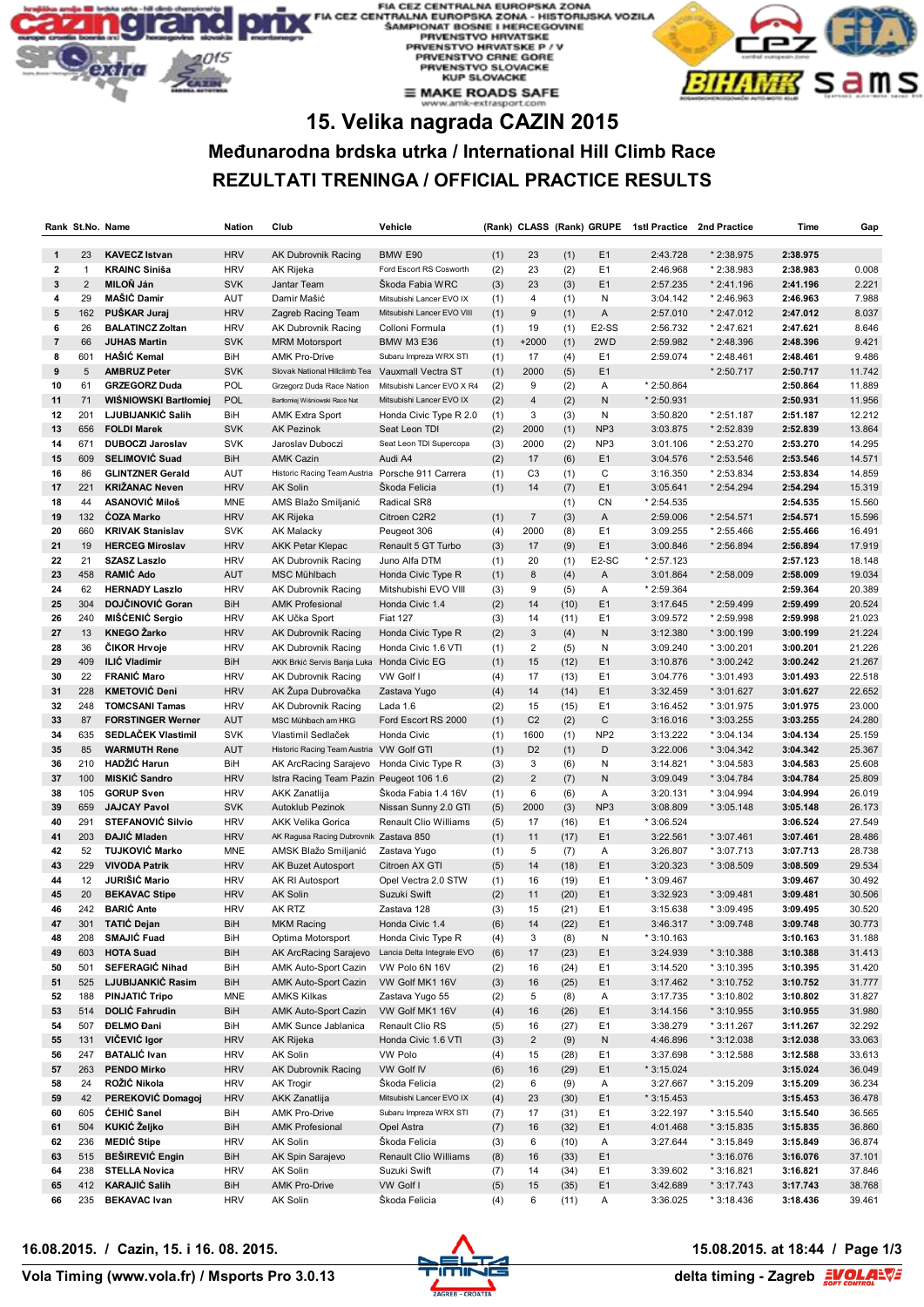FIA CEZ CENTRALNA EUROPSKA ZONA
FIA CEZ CENTRALNA EUROPSKA ZONA - HISTORIJSKA VOZILA
ŠAMPIONAT BOSNE I HERCEGOVINE
PRVENSTVO HRVATSKE
PRVENSTVO HRVATSKE P / V
PRVENSTVO CRNE GORE
PRVENSTVO SLOVACKE
KUP SLOVACKE

# 15. Velika nagrada CAZIN 2015

## Međunarodna brdska utrka / International Hill Climb Race

## REZULTATI TRENINGA / OFFICIAL PRACTICE RESULTS

| Rank | St.No. | Name | Nation | Club | Vehicle | (Rank) | CLASS | (Rank) | GRUPE | 1stl Practice | 2nd Practice | Time | Gap |
|---|---|---|---|---|---|---|---|---|---|---|---|---|---|
| 1 | 23 | KAVECZ Istvan | HRV | AK Dubrovnik Racing | BMW E90 | (1) | 23 | (1) | E1 | 2:43.728 | * 2:38.975 | 2:38.975 | |
| 2 | 1 | KRAINC Siniša | HRV | AK Rijeka | Ford Escort RS Cosworth | (2) | 23 | (2) | E1 | 2:46.968 | * 2:38.983 | 2:38.983 | 0.008 |
| 3 | 2 | MILOŇ Ján | SVK | Jantar Team | Škoda Fabia WRC | (3) | 23 | (3) | E1 | 2:57.235 | * 2:41.196 | 2:41.196 | 2.221 |
| 4 | 29 | MAŠIĆ Damir | AUT | Damir Mašić | Mitsubishi Lancer EVO IX | (1) | 4 | (1) | N | 3:04.142 | * 2:46.963 | 2:46.963 | 7.988 |
| 5 | 162 | PUŠKAR Juraj | HRV | Zagreb Racing Team | Mitsubishi Lancer EVO VIII | (1) | 9 | (1) | A | 2:57.010 | * 2:47.012 | 2:47.012 | 8.037 |
| 6 | 26 | BALATINCZ Zoltan | HRV | AK Dubrovnik Racing | Colloni Formula | (1) | 19 | (1) | E2-SS | 2:56.732 | * 2:47.621 | 2:47.621 | 8.646 |
| 7 | 66 | JUHAS Martin | SVK | MRM Motorsport | BMW M3 E36 | (1) | +2000 | (1) | 2WD | 2:59.982 | * 2:48.396 | 2:48.396 | 9.421 |
| 8 | 601 | HAŠIĆ Kemal | BiH | AMK Pro-Drive | Subaru Impreza WRX STI | (1) | 17 | (4) | E1 | 2:59.074 | * 2:48.461 | 2:48.461 | 9.486 |
| 9 | 5 | AMBRUZ Peter | SVK | Slovak National Hillclimb Tea | Vauxmall Vectra ST | (1) | 2000 | (5) | E1 | | * 2:50.717 | 2:50.717 | 11.742 |
| 10 | 61 | GRZEGORZ Duda | POL | Grzegorz Duda Race Nation | Mitsubishi Lancer EVO X R4 | (2) | 9 | (2) | A | * 2:50.864 | | 2:50.864 | 11.889 |
| 11 | 71 | WIŚNIOWSKI Bartłomiej | POL | Bartłomiej Wiśniowski Race Nat | Mitsubishi Lancer EVO IX | (2) | 4 | (2) | N | * 2:50.931 | | 2:50.931 | 11.956 |
| 12 | 201 | LJUBIJANKIĆ Salih | BiH | AMK Extra Sport | Honda Civic Type R 2.0 | (1) | 3 | (3) | N | 3:50.820 | * 2:51.187 | 2:51.187 | 12.212 |
| 13 | 656 | FOLDI Marek | SVK | AK Pezinok | Seat Leon TDI | (2) | 2000 | (1) | NP3 | 3:03.875 | * 2:52.839 | 2:52.839 | 13.864 |
| 14 | 671 | DUBOCZI Jaroslav | SVK | Jaroslav Duboczi | Seat Leon TDI Supercopa | (3) | 2000 | (2) | NP3 | 3:01.106 | * 2:53.270 | 2:53.270 | 14.295 |
| 15 | 609 | SELIMOVIĆ Suad | BiH | AMK Cazin | Audi A4 | (2) | 17 | (6) | E1 | 3:04.576 | * 2:53.546 | 2:53.546 | 14.571 |
| 16 | 86 | GLINTZNER Gerald | AUT | Historic Racing Team Austria | Porsche 911 Carrera | (1) | C3 | (1) | C | 3:16.350 | * 2:53.834 | 2:53.834 | 14.859 |
| 17 | 221 | KRIŽANAC Neven | HRV | AK Solin | Škoda Felicia | (1) | 14 | (7) | E1 | 3:05.641 | * 2:54.294 | 2:54.294 | 15.319 |
| 18 | 44 | ASANOVIĆ Miloš | MNE | AMS Blažo Smiljanić | Radical SR8 | | | (1) | CN | * 2:54.535 | | 2:54.535 | 15.560 |
| 19 | 133 | ĆOZA Marko | HRV | AK Rijeka | Citroen C2R2 | (1) | 7 | (3) | A | 2:59.006 | * 2:54.571 | 2:54.571 | 15.596 |
| 20 | 660 | KRIVAK Stanislav | SVK | AK Malacky | Peugeot 306 | (4) | 2000 | (8) | E1 | 3:09.255 | * 2:55.466 | 2:55.466 | 16.491 |
| 21 | 19 | HERCEG Miroslav | HRV | AKK Petar Klepac | Renault 5 GT Turbo | (3) | 17 | (9) | E1 | 3:00.846 | * 2:56.894 | 2:56.894 | 17.919 |
| 22 | 21 | SZASZ Laszlo | HRV | AK Dubrovnik Racing | Juno Alfa DTM | (1) | 20 | (1) | E2-SC | * 2:57.123 | | 2:57.123 | 18.148 |
| 23 | 458 | RAMIĆ Ado | AUT | MSC Mühlbach | Honda Civic Type R | (1) | 8 | (4) | A | 3:01.864 | * 2:58.009 | 2:58.009 | 19.034 |
| 24 | 62 | HERNADY Laszlo | HRV | AK Dubrovnik Racing | Mitshubishi EVO VIII | (3) | 9 | (5) | A | * 2:59.364 | | 2:59.364 | 20.389 |
| 25 | 304 | DOJČINOVIĆ Goran | BiH | AMK Profesional | Honda Civic 1.4 | (2) | 14 | (10) | E1 | 3:17.645 | * 2:59.499 | 2:59.499 | 20.524 |
| 26 | 240 | MIŠČENIĆ Sergio | HRV | AK Učka Sport | Fiat 127 | (3) | 14 | (11) | E1 | 3:09.572 | * 2:59.998 | 2:59.998 | 21.023 |
| 27 | 13 | KNEGO Žarko | HRV | AK Dubrovnik Racing | Honda Civic Type R | (2) | 3 | (4) | N | 3:12.380 | * 3:00.199 | 3:00.199 | 21.224 |
| 28 | 36 | ČIKOR Hrvoje | HRV | AK Dubrovnik Racing | Honda Civic 1.6 VTI | (1) | 2 | (5) | N | 3:09.240 | * 3:00.201 | 3:00.201 | 21.226 |
| 29 | 409 | ILIĆ Vladimir | BiH | AKK Brkić Servis Banja Luka | Honda Civic EG | (1) | 15 | (12) | E1 | 3:10.876 | * 3:00.242 | 3:00.242 | 21.267 |
| 30 | 22 | FRANIĆ Maro | HRV | AK Dubrovnik Racing | VW Golf I | (4) | 17 | (13) | E1 | 3:04.776 | * 3:01.493 | 3:01.493 | 22.518 |
| 31 | 228 | KMETOVIĆ Deni | HRV | AK Župa Dubrovačka | Zastava Yugo | (4) | 14 | (14) | E1 | 3:32.459 | * 3:01.627 | 3:01.627 | 22.652 |
| 32 | 248 | TOMCSANI Tamas | HRV | AK Dubrovnik Racing | Lada 1.6 | (2) | 15 | (15) | E1 | 3:16.452 | * 3:01.975 | 3:01.975 | 23.000 |
| 33 | 87 | FORSTINGER Werner | AUT | MSC Mühlbach am HKG | Ford Escort RS 2000 | (1) | C2 | (2) | C | 3:16.016 | * 3:03.255 | 3:03.255 | 24.280 |
| 34 | 635 | SEDLAČEK Vlastimil | SVK | Vlastimil Sedlaček | Honda Civic | (1) | 1600 | (1) | NP2 | 3:13.222 | * 3:04.134 | 3:04.134 | 25.159 |
| 35 | 85 | WARMUTH Rene | AUT | Historic Racing Team Austria | VW Golf GTI | (1) | D2 | (1) | D | 3:22.006 | * 3:04.342 | 3:04.342 | 25.367 |
| 36 | 210 | HADŽIĆ Harun | BiH | AK ArcRacing Sarajevo | Honda Civic Type R | (1) | 3 | (6) | N | 3:14.821 | * 3:04.583 | 3:04.583 | 25.608 |
| 37 | 100 | MISKIĆ Sandro | HRV | Istra Racing Team Pazin | Peugeot 106 1.6 | (2) | 2 | (7) | N | 3:09.049 | * 3:04.784 | 3:04.784 | 25.809 |
| 38 | 105 | GORUP Sven | HRV | AKK Zanatlija | Škoda Fabia 1.4 16V | (1) | 6 | (6) | A | 3:20.131 | * 3:04.994 | 3:04.994 | 26.019 |
| 39 | 659 | JAJCAY Pavol | SVK | Autoklub Pezinok | Nissan Sunny 2.0 GTI | (5) | 2000 | (3) | NP3 | 3:08.809 | * 3:05.148 | 3:05.148 | 26.173 |
| 40 | 291 | STEFANOVIĆ Silvio | HRV | AKK Velika Gorica | Renault Clio Williams | (5) | 17 | (16) | E1 | * 3:06.524 | | 3:06.524 | 27.549 |
| 41 | 203 | ĐAJIĆ Mladen | HRV | AK Ragusa Racing Dubrovnik | Zastava 850 | (1) | 11 | (17) | E1 | 3:22.561 | * 3:07.461 | 3:07.461 | 28.486 |
| 42 | 52 | TUJKOVIĆ Marko | MNE | AMSK Blažo Smiljanić | Zastava Yugo | (1) | 5 | (7) | A | 3:26.807 | * 3:07.713 | 3:07.713 | 28.738 |
| 43 | 229 | VIVODA Patrik | HRV | AK Buzet Autosport | Citroen AX GTI | (5) | 14 | (18) | E1 | 3:20.323 | * 3:08.509 | 3:08.509 | 29.534 |
| 44 | 12 | JURIŠIĆ Mario | HRV | AK RI Autosport | Opel Vectra 2.0 STW | (1) | 16 | (19) | E1 | * 3:09.467 | | 3:09.467 | 30.492 |
| 45 | 20 | BEKAVAC Stipe | HRV | AK Solin | Suzuki Swift | (2) | 11 | (20) | E1 | 3:32.923 | * 3:09.481 | 3:09.481 | 30.506 |
| 46 | 242 | BARIĆ Ante | HRV | AK RTZ | Zastava 128 | (3) | 15 | (21) | E1 | 3:15.638 | * 3:09.495 | 3:09.495 | 30.520 |
| 47 | 301 | TATIĆ Dejan | BiH | MKM Racing | Honda Civic 1.4 | (6) | 14 | (22) | E1 | 3:46.317 | * 3:09.748 | 3:09.748 | 30.773 |
| 48 | 208 | SMAJIĆ Fuad | BiH | Optima Motorsport | Honda Civic Type R | (4) | 3 | (8) | N | * 3:10.163 | | 3:10.163 | 31.188 |
| 49 | 603 | HOTA Suad | BiH | AK ArcRacing Sarajevo | Lancia Delta Integrale EVO | (6) | 17 | (23) | E1 | 3:24.939 | * 3:10.388 | 3:10.388 | 31.413 |
| 50 | 501 | SEFERAGIĆ Nihad | BiH | AMK Auto-Sport Cazin | VW Polo 6N 16V | (2) | 16 | (24) | E1 | 3:14.520 | * 3:10.395 | 3:10.395 | 31.420 |
| 51 | 525 | LJUBIJANKIĆ Rasim | BiH | AMK Auto-Sport Cazin | VW Golf MK1 16V | (3) | 16 | (25) | E1 | 3:17.462 | * 3:10.752 | 3:10.752 | 31.777 |
| 52 | 188 | PINJATIĆ Tripo | MNE | AMKS Kilkas | Zastava Yugo 55 | (2) | 5 | (8) | A | 3:17.735 | * 3:10.802 | 3:10.802 | 31.827 |
| 53 | 514 | DOLIĆ Fahrudin | BiH | AMK Auto-Sport Cazin | VW Golf MK1 16V | (4) | 16 | (26) | E1 | 3:14.156 | * 3:10.955 | 3:10.955 | 31.980 |
| 54 | 507 | ĐELMO Đani | BiH | AMK Sunce Jablanica | Renault Clio RS | (5) | 16 | (27) | E1 | 3:38.279 | * 3:11.267 | 3:11.267 | 32.292 |
| 55 | 131 | VIČEVIĆ Igor | HRV | AK Rijeka | Honda Civic 1.6 VTI | (3) | 2 | (9) | N | 4:46.896 | * 3:12.038 | 3:12.038 | 33.063 |
| 56 | 247 | BATALIĆ Ivan | HRV | AK Solin | VW Polo | (4) | 15 | (28) | E1 | 3:37.698 | * 3:12.588 | 3:12.588 | 33.613 |
| 57 | 263 | PENDO Mirko | HRV | AK Dubrovnik Racing | VW Golf IV | (6) | 16 | (29) | E1 | * 3:15.024 | | 3:15.024 | 36.049 |
| 58 | 24 | ROŽIĆ Nikola | HRV | AK Trogir | Škoda Felicia | (2) | 6 | (9) | A | 3:27.667 | * 3:15.209 | 3:15.209 | 36.234 |
| 59 | 42 | PEREKOVIĆ Domagoj | HRV | AKK Zanatlija | Mitsubishi Lancer EVO IX | (4) | 23 | (30) | E1 | * 3:15.453 | | 3:15.453 | 36.478 |
| 60 | 605 | ĆEHIĆ Sanel | BiH | AMK Pro-Drive | Subaru Impreza WRX STI | (7) | 17 | (31) | E1 | 3:22.197 | * 3:15.540 | 3:15.540 | 36.565 |
| 61 | 504 | KUKIĆ Željko | BiH | AMK Profesional | Opel Astra | (7) | 16 | (32) | E1 | 4:01.468 | * 3:15.835 | 3:15.835 | 36.860 |
| 62 | 236 | MEDIĆ Stipe | HRV | AK Solin | Škoda Felicia | (3) | 6 | (10) | A | 3:27.644 | * 3:15.849 | 3:15.849 | 36.874 |
| 63 | 515 | BEŠIREVIĆ Engin | BiH | AK Spin Sarajevo | Renault Clio Williams | (8) | 16 | (33) | E1 | | * 3:16.076 | 3:16.076 | 37.101 |
| 64 | 238 | STELLA Novica | HRV | AK Solin | Suzuki Swift | (7) | 14 | (34) | E1 | 3:39.602 | * 3:16.821 | 3:16.821 | 37.846 |
| 65 | 412 | KARAJIĆ Salih | BiH | AMK Pro-Drive | VW Golf I | (5) | 15 | (35) | E1 | 3:42.689 | * 3:17.743 | 3:17.743 | 38.768 |
| 66 | 235 | BEKAVAC Ivan | HRV | AK Solin | Škoda Felicia | (4) | 6 | (11) | A | 3:36.025 | * 3:18.436 | 3:18.436 | 39.461 |

16.08.2015. / Cazin, 15. i 16. 08. 2015.

15.08.2015. at 18:44

Vola Timing (www.vola.fr) / Msports Pro 3.0.13

delta timing - Zagreb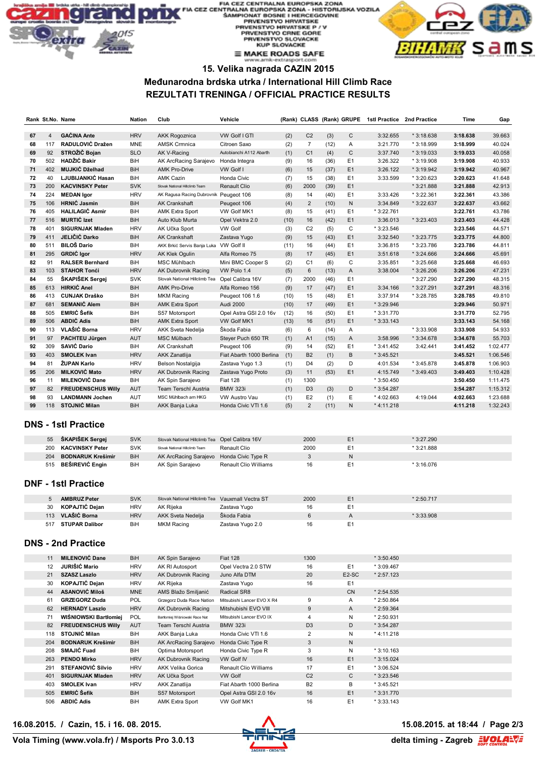FIA CEZ CENTRALNA EUROPSKA ZONA
FIA CEZ CENTRALNA EUROPSKA ZONA - HISTORIJSKA VOZILA
ŠAMPIONAT BOSNE I HERCEGOVINE
PRVENSTVO HRVATSKE
PRVENSTVO HRVATSKE P / V
PRVENSTVO CRNE GORE
PRVENSTVO SLOVACKE
KUP SLOVACKE
MAKE ROADS SAFE
www.amk-extrasport.com

# 15. Velika nagrada CAZIN 2015

## Međunarodna brdska utrka / International Hill Climb Race

## REZULTATI TRENINGA / OFFICIAL PRACTICE RESULTS

| Rank | St.No. | Name | Nation | Club | Vehicle | (Rank) | CLASS | (Rank) | GRUPE | 1stl Practice | 2nd Practice | Time | Gap |
|---|---|---|---|---|---|---|---|---|---|---|---|---|---|
| 67 | 4 | GAĆINA Ante | HRV | AKK Rogoznica | VW Golf I GTI | (2) | C2 | (3) | C | 3:32.655 | * 3:18.638 | 3:18.638 | 39.663 |
| 68 | 117 | RADULOVIĆ Dražen | MNE | AMSK Crmnica | Citroen Saxo | (2) | 7 | (12) | A | 3:21.770 | * 3:18.999 | 3:18.999 | 40.024 |
| 69 | 92 | STROŽIČ Bojan | SLO | AK V-Racing | Autobianchi A112 Abarth | (1) | C1 | (4) | C | 3:37.740 | * 3:19.033 | 3:19.033 | 40.058 |
| 70 | 502 | HADŽIĆ Bakir | BiH | AK ArcRacing Sarajevo | Honda Integra | (9) | 16 | (36) | E1 | 3:26.322 | * 3:19.908 | 3:19.908 | 40.933 |
| 71 | 402 | MUJKIĆ Dželhad | BiH | AMK Pro-Drive | VW Golf I | (6) | 15 | (37) | E1 | 3:26.122 | * 3:19.942 | 3:19.942 | 40.967 |
| 72 | 40 | LJUBIJANKIĆ Hasan | BiH | AMK Cazin | Honda Civic | (7) | 15 | (38) | E1 | 3:33.599 | * 3:20.623 | 3:20.623 | 41.648 |
| 73 | 200 | KACVINSKY Peter | SVK | Slovak National Hillclimb Team | Renault Clio | (6) | 2000 | (39) | E1 | | * 3:21.888 | 3:21.888 | 42.913 |
| 74 | 224 | MEDAN Igor | HRV | AK Ragusa Racing Dubrovnik | Peugeot 106 | (8) | 14 | (40) | E1 | 3:33.426 | * 3:22.361 | 3:22.361 | 43.386 |
| 75 | 106 | HRNIĆ Jasmin | BiH | AK Crankshaft | Peugeot 106 | (4) | 2 | (10) | N | 3:34.849 | * 3:22.637 | 3:22.637 | 43.662 |
| 76 | 405 | HALILAGIĆ Asmir | BiH | AMK Extra Sport | VW Golf MK1 | (8) | 15 | (41) | E1 | * 3:22.761 | | 3:22.761 | 43.786 |
| 77 | 516 | MURTIĆ Izet | BiH | Auto Klub Murta | Opel Vektra 2.0 | (10) | 16 | (42) | E1 | 3:36.013 | * 3:23.403 | 3:23.403 | 44.428 |
| 78 | 401 | SIGURNJAK Mladen | HRV | AK Učka Sport | VW Golf | (3) | C2 | (5) | C | * 3:23.546 | | 3:23.546 | 44.571 |
| 79 | 411 | JELIČIĆ Darko | BiH | AK Crankshaft | Zastava Yugo | (9) | 15 | (43) | E1 | 3:32.540 | * 3:23.775 | 3:23.775 | 44.800 |
| 80 | 511 | BILOŠ Dario | BiH | AKK Brkić Servis Banja Luka | VW Golf II | (11) | 16 | (44) | E1 | 3:36.815 | * 3:23.786 | 3:23.786 | 44.811 |
| 81 | 295 | GRDIĆ Igor | HRV | AK Klek Ogulin | Alfa Romeo 75 | (8) | 17 | (45) | E1 | 3:51.618 | * 3:24.666 | 3:24.666 | 45.691 |
| 82 | 91 | RALSER Bernhard | BiH | MSC Mühlbach | Mini BMC Cooper S | (2) | C1 | (6) | C | 3:35.851 | * 3:25.668 | 3:25.668 | 46.693 |
| 83 | 103 | STAHOR Tonći | HRV | AK Dubrovnik Racing | VW Polo 1.4 | (5) | 6 | (13) | A | 3:38.004 | * 3:26.206 | 3:26.206 | 47.231 |
| 84 | 55 | ŠKAPIŠEK Sergej | SVK | Slovak National Hillclimb Tea | Opel Calibra 16V | (7) | 2000 | (46) | E1 | | * 3:27.290 | 3:27.290 | 48.315 |
| 85 | 613 | HIRKIĆ Anel | BiH | AMK Pro-Drive | Alfa Romeo 156 | (9) | 17 | (47) | E1 | 3:34.166 | * 3:27.291 | 3:27.291 | 48.316 |
| 86 | 413 | CUNJAK Draško | BiH | MKM Racing | Peugeot 106 1.6 | (10) | 15 | (48) | E1 | 3:37.914 | * 3:28.785 | 3:28.785 | 49.810 |
| 87 | 681 | SEMANIĆ Alem | BiH | AMK Extra Sport | Audi 2000 | (10) | 17 | (49) | E1 | * 3:29.946 | | 3:29.946 | 50.971 |
| 88 | 505 | EMRIĆ Šefik | BiH | S57 Motorsport | Opel Astra GSI 2.0 16v | (12) | 16 | (50) | E1 | * 3:31.770 | | 3:31.770 | 52.795 |
| 89 | 506 | ABDIĆ Adis | BiH | AMK Extra Sport | VW Golf MK1 | (13) | 16 | (51) | E1 | * 3:33.143 | | 3:33.143 | 54.168 |
| 90 | 113 | VLAŠIĆ Borna | HRV | AKK Sveta Nedelja | Škoda Fabia | (6) | 6 | (14) | A | | * 3:33.908 | 3:33.908 | 54.933 |
| 91 | 97 | PACHTEU Jürgen | AUT | MSC Mülbach | Steyer Puch 650 TR | (1) | A1 | (15) | A | 3:58.996 | * 3:34.678 | 3:34.678 | 55.703 |
| 92 | 309 | SAVIĆ Dario | BiH | AK Crankshaft | Peugeot 106 | (9) | 14 | (52) | E1 | * 3:41.452 | 3:42.441 | 3:41.452 | 1:02.477 |
| 93 | 403 | SMOLEK Ivan | HRV | AKK Zanatlija | Fiat Abarth 1000 Berlina | (1) | B2 | (1) | B | * 3:45.521 | | 3:45.521 | 1:06.546 |
| 94 | 81 | ŽUPAN Karlo | HRV | Belson Nostalgija | Zastava Yugo 1.3 | (1) | D4 | (2) | D | 4:01.534 | * 3:45.878 | 3:45.878 | 1:06.903 |
| 95 | 206 | MILKOVIĆ Mato | HRV | AK Dubrovnik Racing | Zastava Yugo Proto | (3) | 11 | (53) | E1 | 4:15.749 | * 3:49.403 | 3:49.403 | 1:10.428 |
| 96 | 11 | MILENOVIĆ Dane | BiH | AK Spin Sarajevo | Fiat 128 | (1) | 1300 | | | * 3:50.450 | | 3:50.450 | 1:11.475 |
| 97 | 82 | FREUDENSCHUS Willy | AUT | Team Terschl Austria | BMW 323i | (1) | D3 | (3) | D | * 3:54.287 | | 3:54.287 | 1:15.312 |
| 98 | 93 | LANDMANN Jochen | AUT | MSC Mühlbach am HKG | VW Austro Vau | (1) | E2 | (1) | E | * 4:02.663 | 4:19.044 | 4:02.663 | 1:23.688 |
| 99 | 118 | STOJNIĆ Milan | BiH | AKK Banja Luka | Honda Civic VTI 1.6 | (5) | 2 | (11) | N | * 4:11.218 | | 4:11.218 | 1:32.243 |

## DNS - 1stl Practice

| St.No. | Name | Nation | Club | Vehicle | CLASS | GRUPE | 1stl Practice | 2nd Practice |
|---|---|---|---|---|---|---|---|---|
| 55 | ŠKAPIŠEK Sergej | SVK | Slovak National Hillclimb Tea | Opel Calibra 16V | 2000 | E1 | | * 3:27.290 |
| 200 | KACVINSKY Peter | SVK | Slovak National Hillclimb Team | Renault Clio | 2000 | E1 | | * 3:21.888 |
| 204 | BODNARUK Krešimir | BiH | AK ArcRacing Sarajevo | Honda Civic Type R | 3 | N | | |
| 515 | BEŠIREVIĆ Engin | BiH | AK Spin Sarajevo | Renault Clio Williams | 16 | E1 | | * 3:16.076 |

## DNF - 1stl Practice

| St.No. | Name | Nation | Club | Vehicle | CLASS | GRUPE | 1stl Practice | 2nd Practice |
|---|---|---|---|---|---|---|---|---|
| 5 | AMBRUZ Peter | SVK | Slovak National Hillclimb Tea | Vauxmall Vectra ST | 2000 | E1 | | * 2:50.717 |
| 30 | KOPAJTIĆ Dejan | HRV | AK Rijeka | Zastava Yugo | 16 | E1 | | |
| 113 | VLAŠIĆ Borna | HRV | AKK Sveta Nedelja | Škoda Fabia | 6 | A | | * 3:33.908 |
| 517 | STUPAR Dalibor | BiH | MKM Racing | Zastava Yugo 2.0 | 16 | E1 | | |

## DNS - 2nd Practice

| St.No. | Name | Nation | Club | Vehicle | CLASS | GRUPE | 1stl Practice | 2nd Practice |
|---|---|---|---|---|---|---|---|---|
| 11 | MILENOVIĆ Dane | BiH | AK Spin Sarajevo | Fiat 128 | 1300 | | * 3:50.450 | |
| 12 | JURIŠIĆ Mario | HRV | AK RI Autosport | Opel Vectra 2.0 STW | 16 | E1 | * 3:09.467 | |
| 21 | SZASZ Laszlo | HRV | AK Dubrovnik Racing | Juno Alfa DTM | 20 | E2-SC | * 2:57.123 | |
| 30 | KOPAJTIĆ Dejan | HRV | AK Rijeka | Zastava Yugo | 16 | E1 | | |
| 44 | ASANOVIĆ Miloš | MNE | AMS Blažo Smiljanić | Radical SR8 | | CN | * 2:54.535 | |
| 61 | GRZEGORZ Duda | POL | Grzegorz Duda Race Nation | Mitsubishi Lancer EVO X R4 | 9 | A | * 2:50.864 | |
| 62 | HERNADY Laszlo | HRV | AK Dubrovnik Racing | Mitshubishi EVO VIII | 9 | A | * 2:59.364 | |
| 71 | WIŚNIOWSKI Bartłomiej | POL | Bartłomiej Wiśniowski Race Nat | Mitsubishi Lancer EVO IX | 4 | N | * 2:50.931 | |
| 82 | FREUDENSCHUS Willy | AUT | Team Terschl Austria | BMW 323i | D3 | D | * 3:54.287 | |
| 118 | STOJNIĆ Milan | BiH | AKK Banja Luka | Honda Civic VTI 1.6 | 2 | N | * 4:11.218 | |
| 204 | BODNARUK Krešimir | BiH | AK ArcRacing Sarajevo | Honda Civic Type R | 3 | N | | |
| 208 | SMAJIĆ Fuad | BiH | Optima Motorsport | Honda Civic Type R | 3 | N | * 3:10.163 | |
| 263 | PENDO Mirko | HRV | AK Dubrovnik Racing | VW Golf IV | 16 | E1 | * 3:15.024 | |
| 291 | STEFANOVIĆ Silvio | HRV | AKK Velika Gorica | Renault Clio Williams | 17 | E1 | * 3:06.524 | |
| 401 | SIGURNJAK Mladen | HRV | AK Učka Sport | VW Golf | C2 | C | * 3:23.546 | |
| 403 | SMOLEK Ivan | HRV | AKK Zanatlija | Fiat Abarth 1000 Berlina | B2 | B | * 3:45.521 | |
| 505 | EMRIĆ Šefik | BiH | S57 Motorsport | Opel Astra GSI 2.0 16v | 16 | E1 | * 3:31.770 | |
| 506 | ABDIĆ Adis | BiH | AMK Extra Sport | VW Golf MK1 | 16 | E1 | * 3:33.143 | |

16.08.2015. / Cazin, 15. i 16. 08. 2015.

15.08.2015. at 18:44

Vola Timing (www.vola.fr) / Msports Pro 3.0.13

delta timing - Zagreb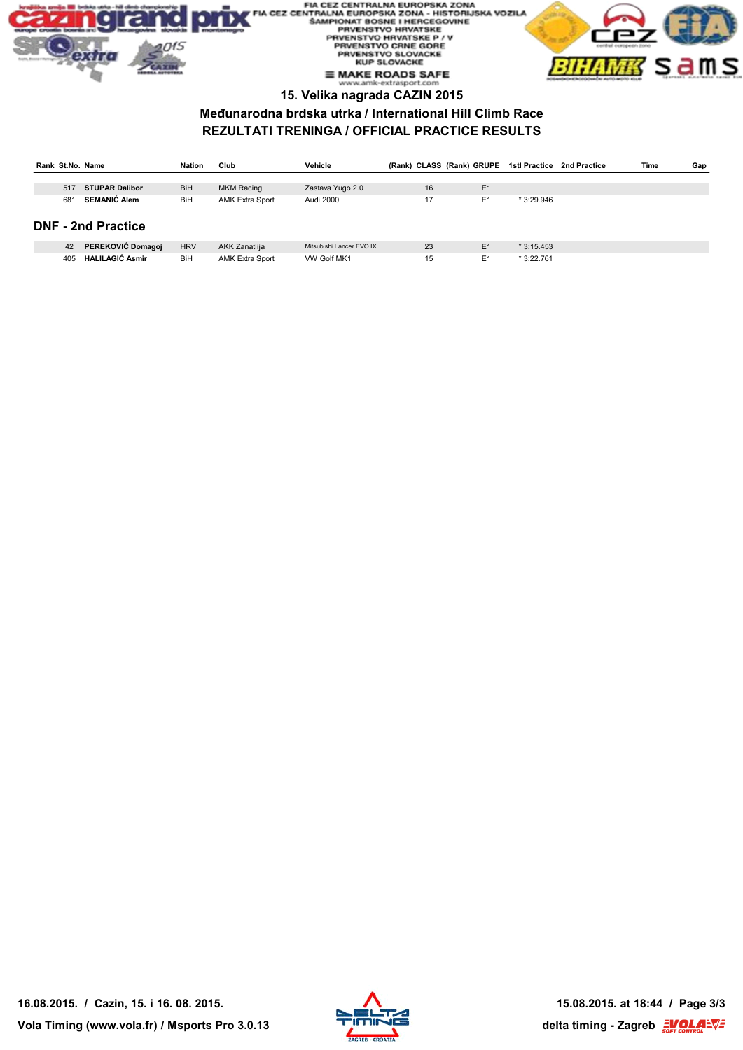FIA CEZ CENTRALNA EUROPSKA ZONA
FIA CEZ CENTRALNA EUROPSKA ZONA - HISTORIJSKA VOZILA
ŠAMPIONAT BOSNE I HERCEGOVINE
PRVENSTVO HRVATSKE
PRVENSTVO HRVATSKE P / V
PRVENSTVO CRNE GORE
PRVENSTVO SLOVACKE
KUP SLOVACKE
MAKE ROADS SAFE
www.amk-extrasport.com

# 15. Velika nagrada CAZIN 2015

## Međunarodna brdska utrka / International Hill Climb Race

## REZULTATI TRENINGA / OFFICIAL PRACTICE RESULTS

| Rank | St.No. | Name | Nation | Club | Vehicle | (Rank) CLASS | (Rank) GRUPE | 1stl Practice | 2nd Practice | Time | Gap |
|---|---|---|---|---|---|---|---|---|---|---|---|
| | 517 | **STUPAR Dalibor** | BiH | MKM Racing | Zastava Yugo 2.0 | 16 | E1 | | | | |
| | 681 | **SEMANIĆ Alem** | BiH | AMK Extra Sport | Audi 2000 | 17 | E1 | * 3:29.946 | | | |

## DNF - 2nd Practice

| Rank | St.No. | Name | Nation | Club | Vehicle | (Rank) CLASS | (Rank) GRUPE | 1stl Practice | 2nd Practice | Time | Gap |
|---|---|---|---|---|---|---|---|---|---|---|---|
| | 42 | **PEREKOVIĆ Domagoj** | HRV | AKK Zanatlija | Mitsubishi Lancer EVO IX | 23 | E1 | * 3:15.453 | | | |
| | 405 | **HALILAGIĆ Asmir** | BiH | AMK Extra Sport | VW Golf MK1 | 15 | E1 | * 3:22.761 | | | |

16.08.2015. / Cazin, 15. i 16. 08. 2015.
Vola Timing (www.vola.fr) / Msports Pro 3.0.13

15.08.2015. at 18:44
delta timing - Zagreb